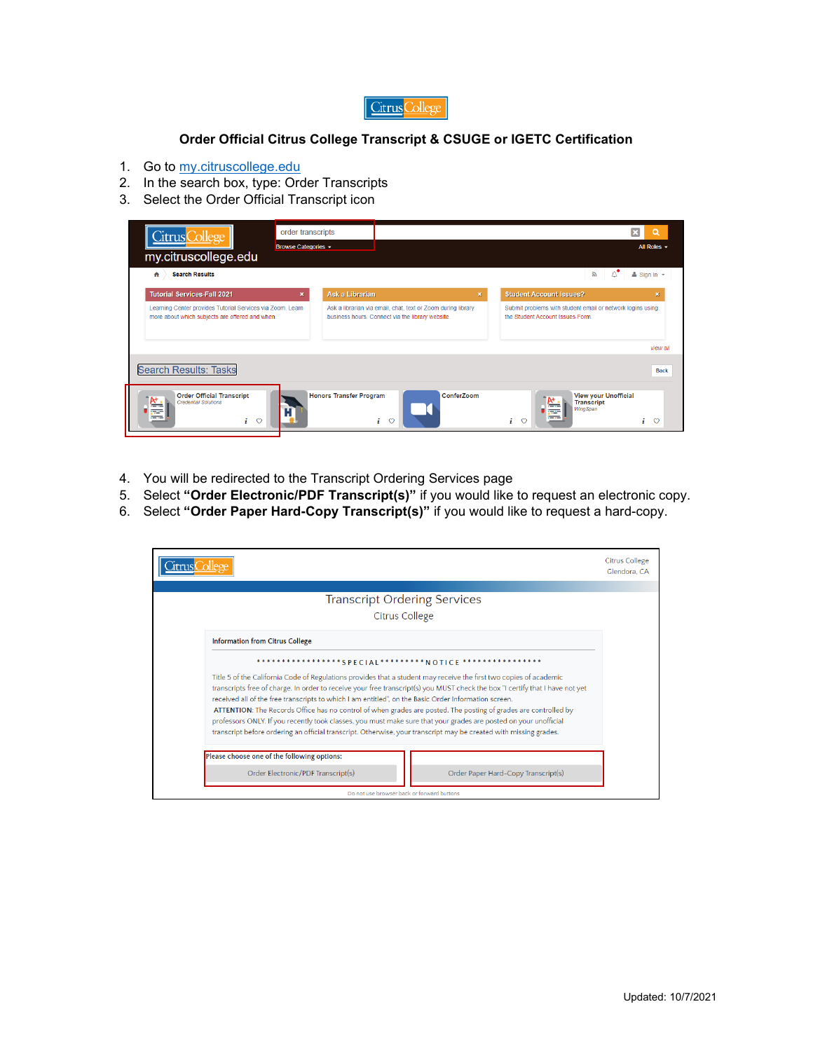# Order Official Citrus College Transcript & CSUGE or IGETC Certification

1. Go to [my.citruscollege.edu](my.citruscollege.edu)
2. In the search box, type: Order Transcripts
3. Select the Order Official Transcript icon

4. You will be redirected to the Transcript Ordering Services page
5. Select **"Order Electronic/PDF Transcript(s)"** if you would like to request an electronic copy.
6. Select **"Order Paper Hard-Copy Transcript(s)"** if you would like to request a hard-copy.

Updated: 10/7/2021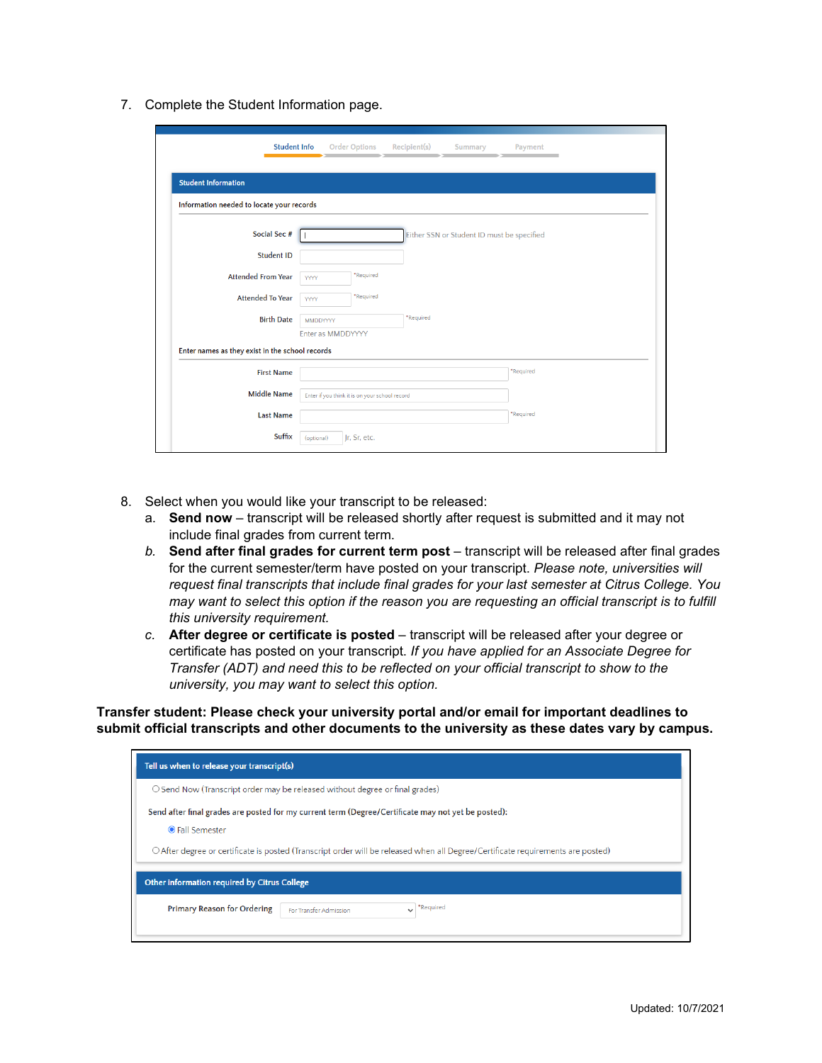7. Complete the Student Information page.

Student Info | Order Options | Recipient(s) | Summary | Payment

**Student Information**

Information needed to locate your records

Social Sec # — Either SSN or Student ID must be specified

Student ID

Attended From Year — YYYY — *Required

Attended To Year — YYYY — *Required

Birth Date — MMDDYYYY — *Required
Enter as MMDDYYYY

Enter names as they exist in the school records

First Name — *Required

Middle Name — Enter if you think it is on your school record

Last Name — *Required

Suffix — (optional) Jr, Sr, etc.

8. Select when you would like your transcript to be released:
   a. **Send now** – transcript will be released shortly after request is submitted and it may not include final grades from current term.
   b. **Send after final grades for current term post** – transcript will be released after final grades for the current semester/term have posted on your transcript. *Please note, universities will request final transcripts that include final grades for your last semester at Citrus College. You may want to select this option if the reason you are requesting an official transcript is to fulfill this university requirement.*
   c. **After degree or certificate is posted** – transcript will be released after your degree or certificate has posted on your transcript. *If you have applied for an Associate Degree for Transfer (ADT) and need this to be reflected on your official transcript to show to the university, you may want to select this option.*

**Transfer student: Please check your university portal and/or email for important deadlines to submit official transcripts and other documents to the university as these dates vary by campus.**

**Tell us when to release your transcript(s)**

○ Send Now (Transcript order may be released without degree or final grades)

Send after final grades are posted for my current term (Degree/Certificate may not yet be posted):

◉ Fall Semester

○ After degree or certificate is posted (Transcript order will be released when all Degree/Certificate requirements are posted)

**Other information required by Citrus College**

Primary Reason for Ordering — For Transfer Admission — *Required

Updated: 10/7/2021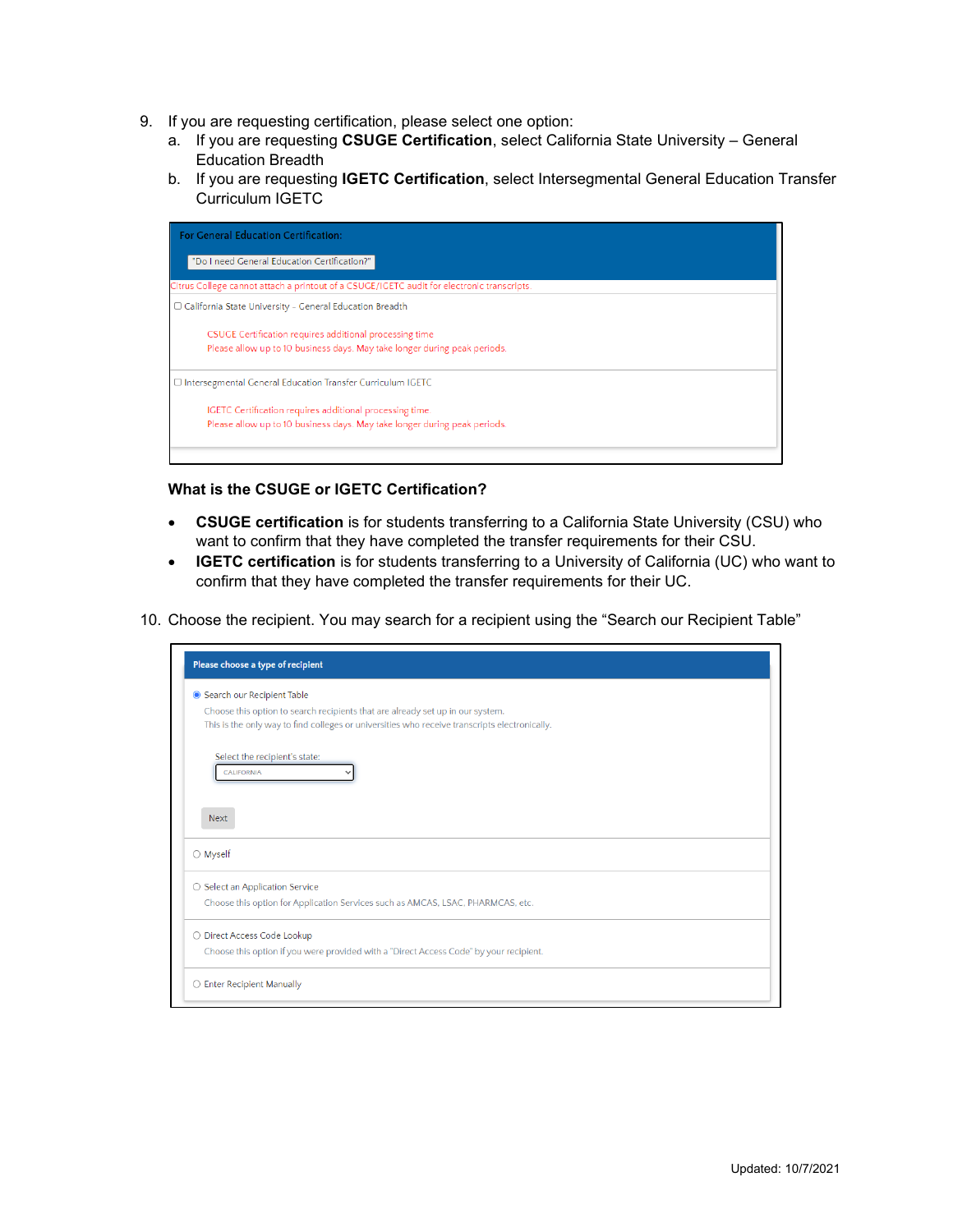9. If you are requesting certification, please select one option:
   a. If you are requesting **CSUGE Certification**, select California State University – General Education Breadth
   b. If you are requesting **IGETC Certification**, select Intersegmental General Education Transfer Curriculum IGETC

For General Education Certification:

"Do I need General Education Certification?"

Citrus College cannot attach a printout of a CSUGE/IGETC audit for electronic transcripts.

☐ California State University - General Education Breadth

CSUGE Certification requires additional processing time
Please allow up to 10 business days. May take longer during peak periods.

☐ Intersegmental General Education Transfer Curriculum IGETC

IGETC Certification requires additional processing time
Please allow up to 10 business days. May take longer during peak periods.

**What is the CSUGE or IGETC Certification?**

- **CSUGE certification** is for students transferring to a California State University (CSU) who want to confirm that they have completed the transfer requirements for their CSU.
- **IGETC certification** is for students transferring to a University of California (UC) who want to confirm that they have completed the transfer requirements for their UC.

10. Choose the recipient. You may search for a recipient using the "Search our Recipient Table"

Please choose a type of recipient

◉ Search our Recipient Table
Choose this option to search recipients that are already set up in our system.
This is the only way to find colleges or universities who receive transcripts electronically.

Select the recipient's state:
CALIFORNIA

Next

○ Myself

○ Select an Application Service
Choose this option for Application Services such as AMCAS, LSAC, PHARMCAS, etc.

○ Direct Access Code Lookup
Choose this option if you were provided with a "Direct Access Code" by your recipient.

○ Enter Recipient Manually

Updated: 10/7/2021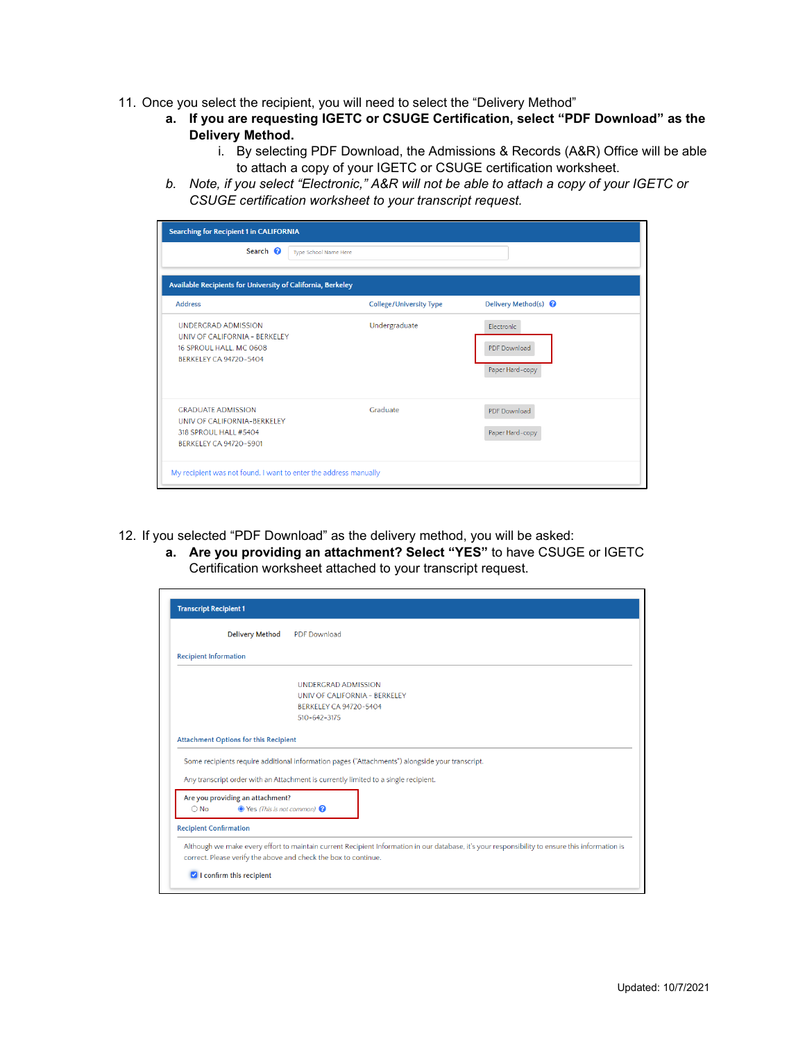11. Once you select the recipient, you will need to select the “Delivery Method”
    a. **If you are requesting IGETC or CSUGE Certification, select “PDF Download” as the Delivery Method.**
        i. By selecting PDF Download, the Admissions & Records (A&R) Office will be able to attach a copy of your IGETC or CSUGE certification worksheet.
    b. *Note, if you select “Electronic,” A&R will not be able to attach a copy of your IGETC or CSUGE certification worksheet to your transcript request.*

Searching for Recipient 1 in CALIFORNIA

Search [Type School Name Here]

Available Recipients for University of California, Berkeley

| Address | College/University Type | Delivery Method(s) |
|---|---|---|
| UNDERGRAD ADMISSION<br>UNIV OF CALIFORNIA - BERKELEY<br>16 SPROUL HALL, MC 0608<br>BERKELEY CA 94720-5404 | Undergraduate | Electronic<br>PDF Download<br>Paper Hard-copy |
| GRADUATE ADMISSION<br>UNIV OF CALIFORNIA-BERKELEY<br>318 SPROUL HALL #5404<br>BERKELEY CA 94720-5901 | Graduate | PDF Download<br>Paper Hard-copy |

My recipient was not found. I want to enter the address manually

12. If you selected “PDF Download” as the delivery method, you will be asked:
    a. **Are you providing an attachment? Select “YES”** to have CSUGE or IGETC Certification worksheet attached to your transcript request.

Transcript Recipient 1

Delivery Method PDF Download

Recipient Information

UNDERGRAD ADMISSION
UNIV OF CALIFORNIA - BERKELEY
BERKELEY CA 94720-5404
510-642-3175

Attachment Options for this Recipient

Some recipients require additional information pages ("Attachments") alongside your transcript.

Any transcript order with an Attachment is currently limited to a single recipient.

Are you providing an attachment?
○ No ◉ Yes *(This is not common)*

Recipient Confirmation

Although we make every effort to maintain current Recipient Information in our database, it's your responsibility to ensure this information is correct. Please verify the above and check the box to continue.

☑ I confirm this recipient

Updated: 10/7/2021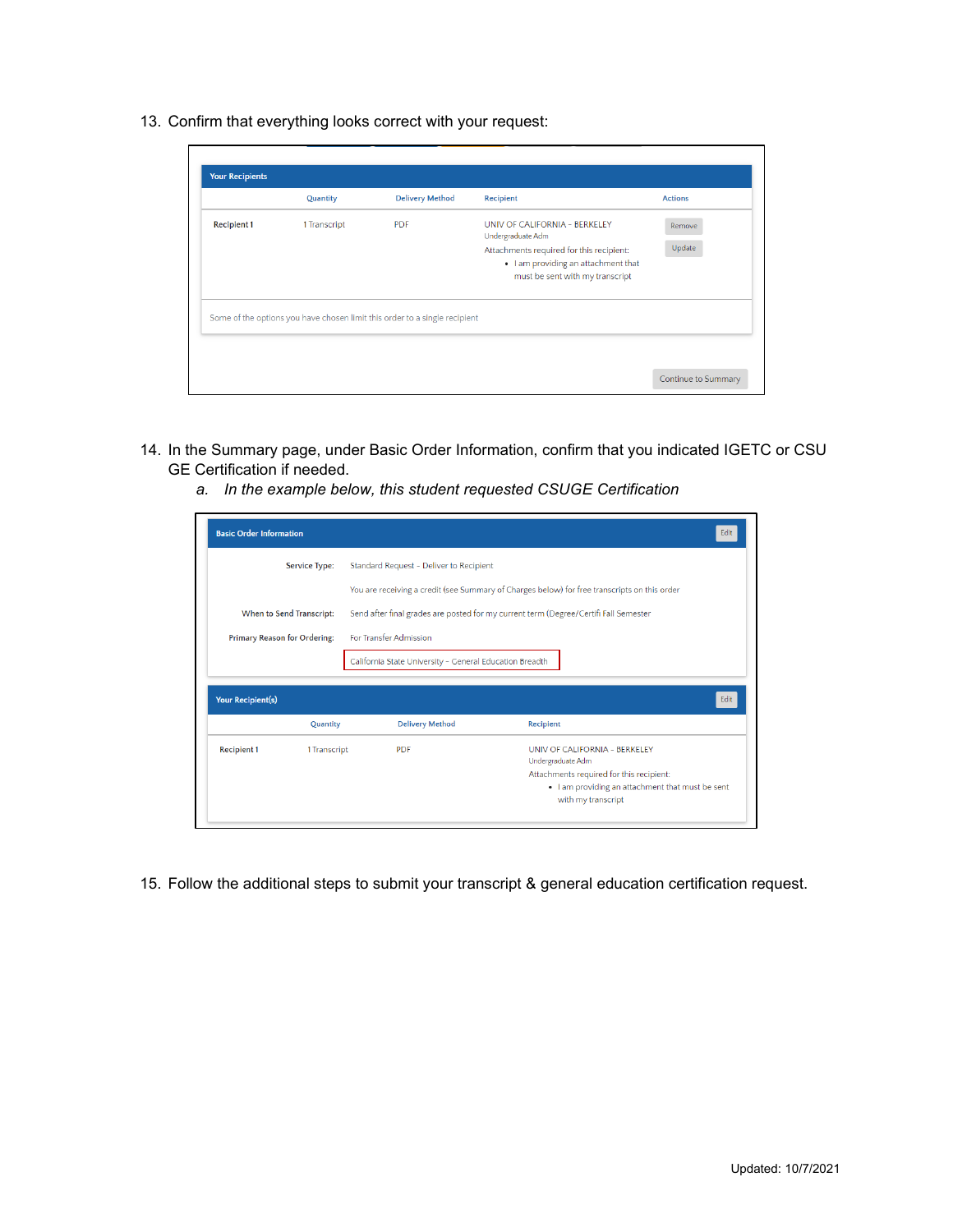13. Confirm that everything looks correct with your request:

**Your Recipients**

| | Quantity | Delivery Method | Recipient | Actions |
|---|---|---|---|---|
| Recipient 1 | 1 Transcript | PDF | UNIV OF CALIFORNIA - BERKELEY<br>Undergraduate Adm<br>Attachments required for this recipient:<br>• I am providing an attachment that must be sent with my transcript | Remove<br>Update |

Some of the options you have chosen limit this order to a single recipient

Continue to Summary

14. In the Summary page, under Basic Order Information, confirm that you indicated IGETC or CSU GE Certification if needed.
    a. *In the example below, this student requested CSUGE Certification*

**Basic Order Information** Edit

| | |
|---|---|
| Service Type: | Standard Request - Deliver to Recipient |
| | You are receiving a credit (see Summary of Charges below) for free transcripts on this order |
| When to Send Transcript: | Send after final grades are posted for my current term (Degree/Certifi Fall Semester |
| Primary Reason for Ordering: | For Transfer Admission |
| | California State University - General Education Breadth |

**Your Recipient(s)** Edit

| | Quantity | Delivery Method | Recipient |
|---|---|---|---|
| Recipient 1 | 1 Transcript | PDF | UNIV OF CALIFORNIA - BERKELEY<br>Undergraduate Adm<br>Attachments required for this recipient:<br>• I am providing an attachment that must be sent with my transcript |

15. Follow the additional steps to submit your transcript & general education certification request.

Updated: 10/7/2021